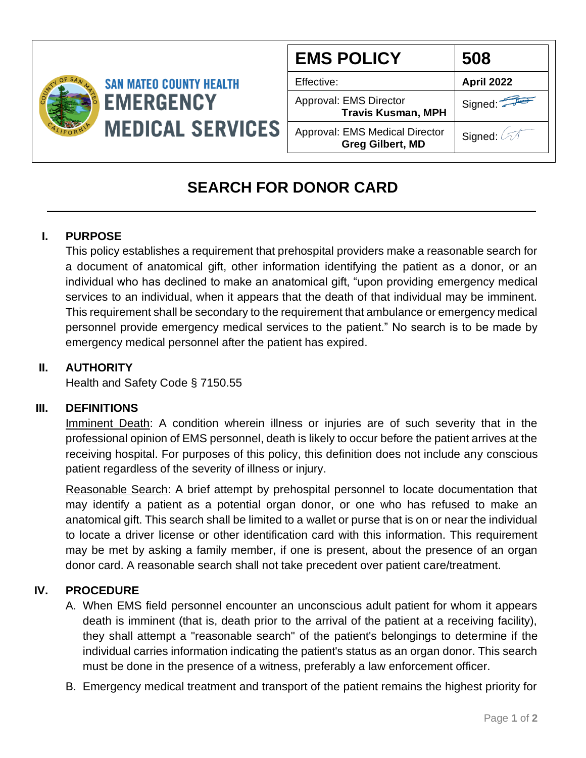SAN MATEO COUNTY HEALTH
EMERGENCY MEDICAL SERVICES

| EMS POLICY | 508 |
| --- | --- |
| Effective: | April 2022 |
| Approval: EMS Director **Travis Kusman, MPH** | Signed: |
| Approval: EMS Medical Director **Greg Gilbert, MD** | Signed: |

# SEARCH FOR DONOR CARD

## I. PURPOSE

This policy establishes a requirement that prehospital providers make a reasonable search for a document of anatomical gift, other information identifying the patient as a donor, or an individual who has declined to make an anatomical gift, "upon providing emergency medical services to an individual, when it appears that the death of that individual may be imminent. This requirement shall be secondary to the requirement that ambulance or emergency medical personnel provide emergency medical services to the patient." No search is to be made by emergency medical personnel after the patient has expired.

## II. AUTHORITY

Health and Safety Code § 7150.55

## III. DEFINITIONS

Imminent Death: A condition wherein illness or injuries are of such severity that in the professional opinion of EMS personnel, death is likely to occur before the patient arrives at the receiving hospital. For purposes of this policy, this definition does not include any conscious patient regardless of the severity of illness or injury.

Reasonable Search: A brief attempt by prehospital personnel to locate documentation that may identify a patient as a potential organ donor, or one who has refused to make an anatomical gift. This search shall be limited to a wallet or purse that is on or near the individual to locate a driver license or other identification card with this information. This requirement may be met by asking a family member, if one is present, about the presence of an organ donor card. A reasonable search shall not take precedent over patient care/treatment.

## IV. PROCEDURE

A. When EMS field personnel encounter an unconscious adult patient for whom it appears death is imminent (that is, death prior to the arrival of the patient at a receiving facility), they shall attempt a "reasonable search" of the patient's belongings to determine if the individual carries information indicating the patient's status as an organ donor. This search must be done in the presence of a witness, preferably a law enforcement officer.

B. Emergency medical treatment and transport of the patient remains the highest priority for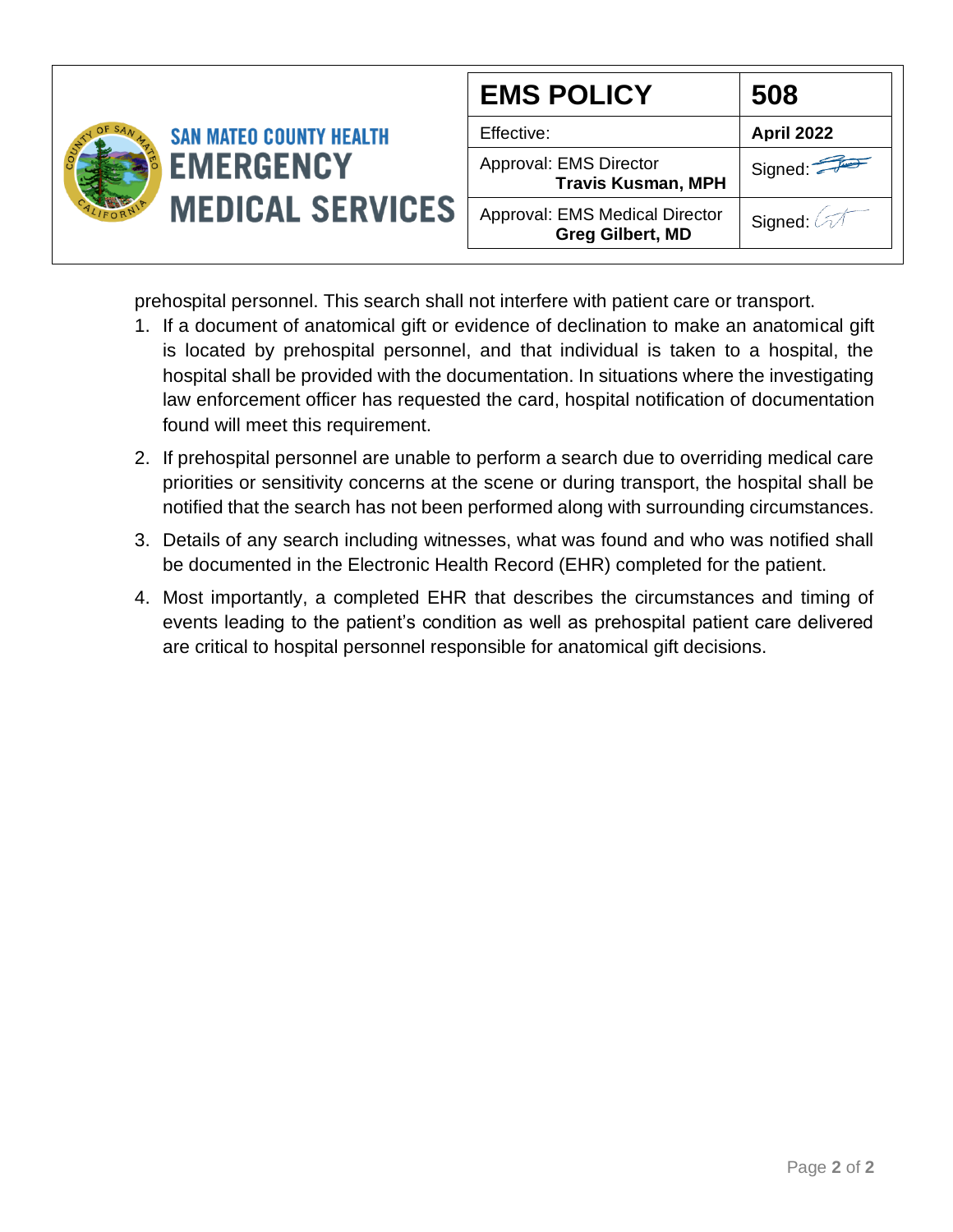prehospital personnel. This search shall not interfere with patient care or transport.

1. If a document of anatomical gift or evidence of declination to make an anatomical gift is located by prehospital personnel, and that individual is taken to a hospital, the hospital shall be provided with the documentation. In situations where the investigating law enforcement officer has requested the card, hospital notification of documentation found will meet this requirement.
2. If prehospital personnel are unable to perform a search due to overriding medical care priorities or sensitivity concerns at the scene or during transport, the hospital shall be notified that the search has not been performed along with surrounding circumstances.
3. Details of any search including witnesses, what was found and who was notified shall be documented in the Electronic Health Record (EHR) completed for the patient.
4. Most importantly, a completed EHR that describes the circumstances and timing of events leading to the patient's condition as well as prehospital patient care delivered are critical to hospital personnel responsible for anatomical gift decisions.